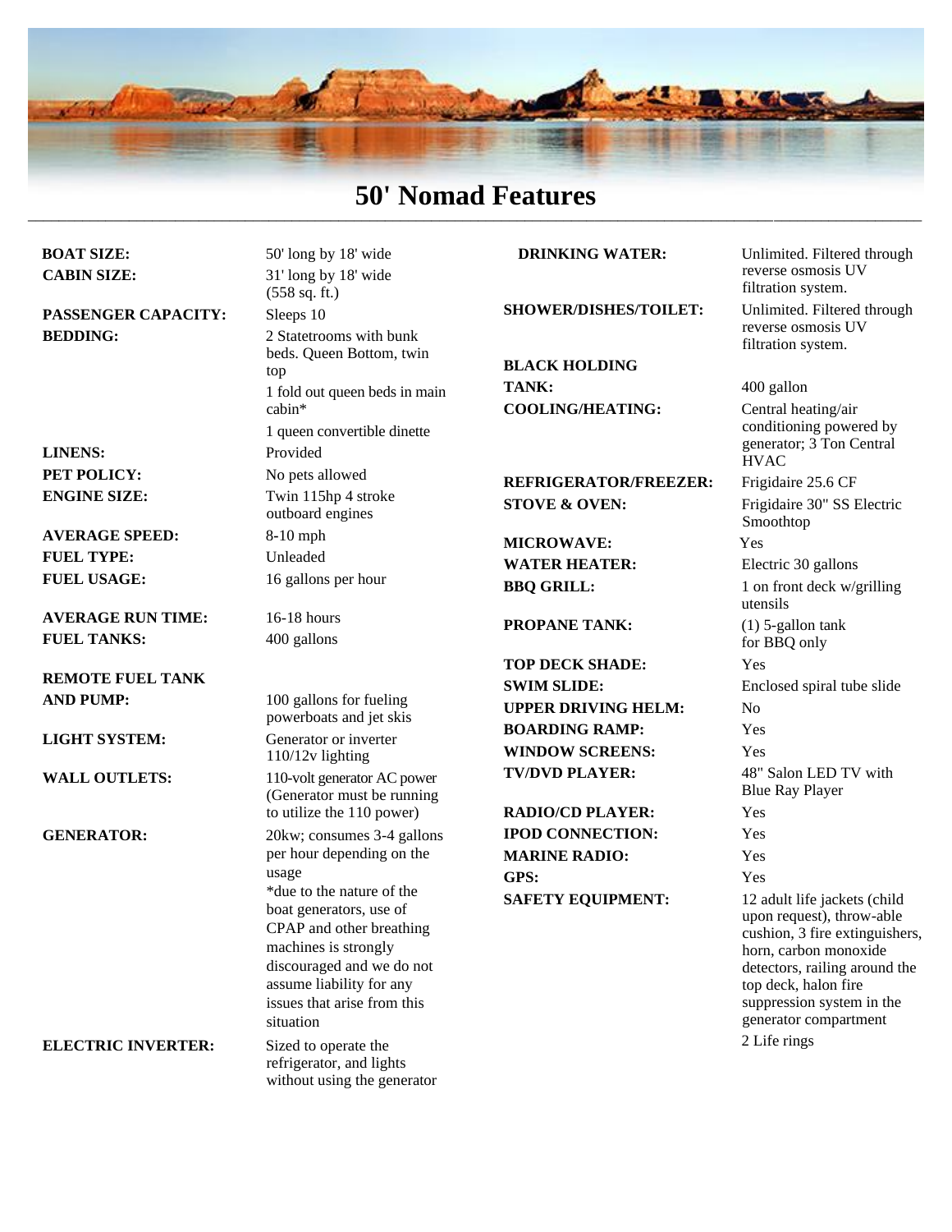# 50' Nomad Features

| | |
|---|---|
| **BOAT SIZE:** | 50' long by 18' wide |
| **CABIN SIZE:** | 31' long by 18' wide (558 sq. ft.) |
| **PASSENGER CAPACITY:** | Sleeps 10 |
| **BEDDING:** | 2 Staterooms with bunk beds. Queen Bottom, twin top<br>1 fold out queen beds in main cabin*<br>1 queen convertible dinette |
| **LINENS:** | Provided |
| **PET POLICY:** | No pets allowed |
| **ENGINE SIZE:** | Twin 115hp 4 stroke outboard engines |
| **AVERAGE SPEED:** | 8-10 mph |
| **FUEL TYPE:** | Unleaded |
| **FUEL USAGE:** | 16 gallons per hour |
| **AVERAGE RUN TIME:** | 16-18 hours |
| **FUEL TANKS:** | 400 gallons |
| **REMOTE FUEL TANK AND PUMP:** | 100 gallons for fueling powerboats and jet skis |
| **LIGHT SYSTEM:** | Generator or inverter 110/12v lighting |
| **WALL OUTLETS:** | 110-volt generator AC power (Generator must be running to utilize the 110 power) |
| **GENERATOR:** | 20kw; consumes 3-4 gallons per hour depending on the usage<br>*due to the nature of the boat generators, use of CPAP and other breathing machines is strongly discouraged and we do not assume liability for any issues that arise from this situation |
| **ELECTRIC INVERTER:** | Sized to operate the refrigerator, and lights without using the generator |
| **DRINKING WATER:** | Unlimited. Filtered through reverse osmosis UV filtration system. |
| **SHOWER/DISHES/TOILET:** | Unlimited. Filtered through reverse osmosis UV filtration system. |
| **BLACK HOLDING TANK:** | 400 gallon |
| **COOLING/HEATING:** | Central heating/air conditioning powered by generator; 3 Ton Central HVAC |
| **REFRIGERATOR/FREEZER:** | Frigidaire 25.6 CF |
| **STOVE & OVEN:** | Frigidaire 30" SS Electric Smoothtop |
| **MICROWAVE:** | Yes |
| **WATER HEATER:** | Electric 30 gallons |
| **BBQ GRILL:** | 1 on front deck w/grilling utensils |
| **PROPANE TANK:** | (1) 5-gallon tank for BBQ only |
| **TOP DECK SHADE:** | Yes |
| **SWIM SLIDE:** | Enclosed spiral tube slide |
| **UPPER DRIVING HELM:** | No |
| **BOARDING RAMP:** | Yes |
| **WINDOW SCREENS:** | Yes |
| **TV/DVD PLAYER:** | 48" Salon LED TV with Blue Ray Player |
| **RADIO/CD PLAYER:** | Yes |
| **IPOD CONNECTION:** | Yes |
| **MARINE RADIO:** | Yes |
| **GPS:** | Yes |
| **SAFETY EQUIPMENT:** | 12 adult life jackets (child upon request), throw-able cushion, 3 fire extinguishers, horn, carbon monoxide detectors, railing around the top deck, halon fire suppression system in the generator compartment<br>2 Life rings |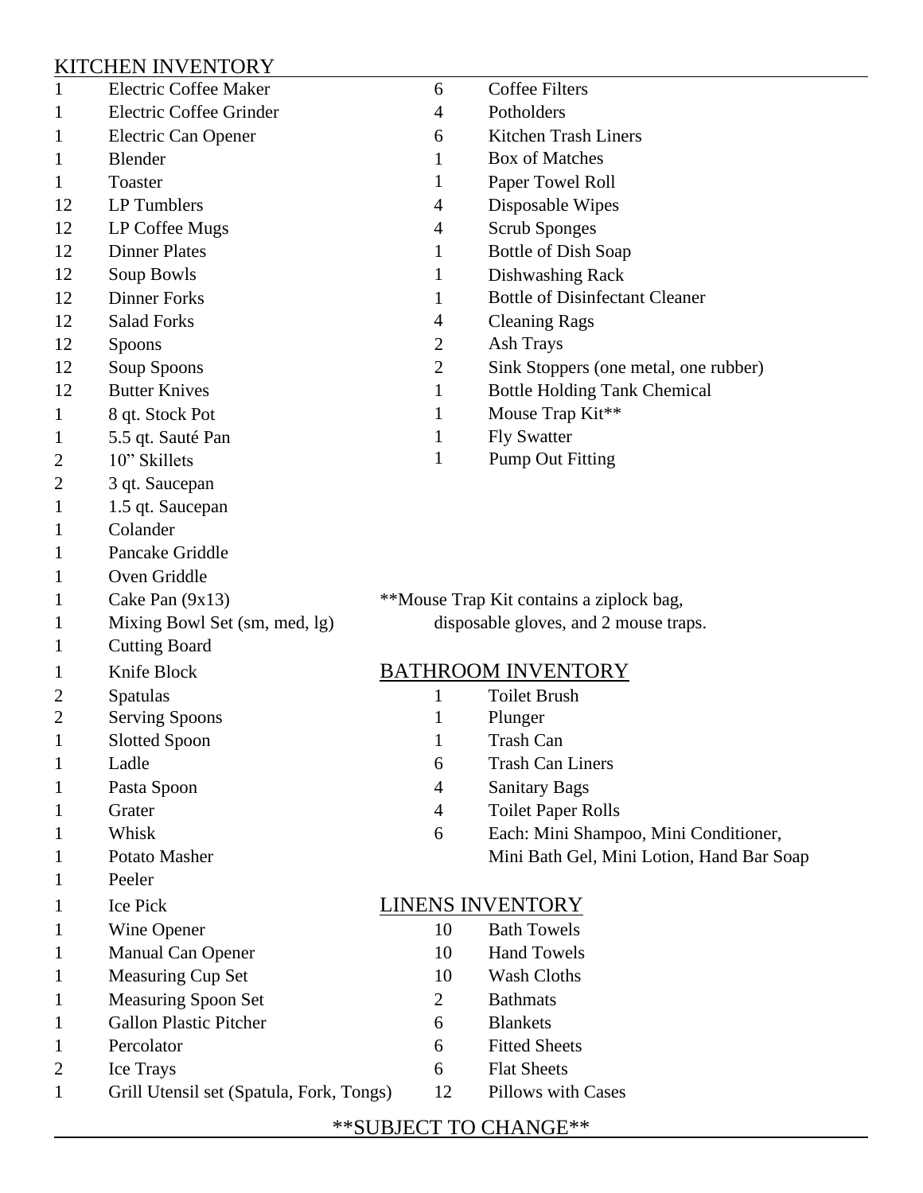## KITCHEN INVENTORY

| Qty | Item |
|---|---|
| 1 | Electric Coffee Maker |
| 1 | Electric Coffee Grinder |
| 1 | Electric Can Opener |
| 1 | Blender |
| 1 | Toaster |
| 12 | LP Tumblers |
| 12 | LP Coffee Mugs |
| 12 | Dinner Plates |
| 12 | Soup Bowls |
| 12 | Dinner Forks |
| 12 | Salad Forks |
| 12 | Spoons |
| 12 | Soup Spoons |
| 12 | Butter Knives |
| 1 | 8 qt. Stock Pot |
| 1 | 5.5 qt. Sauté Pan |
| 2 | 10" Skillets |
| 2 | 3 qt. Saucepan |
| 1 | 1.5 qt. Saucepan |
| 1 | Colander |
| 1 | Pancake Griddle |
| 1 | Oven Griddle |
| 1 | Cake Pan (9x13) |
| 1 | Mixing Bowl Set (sm, med, lg) |
| 1 | Cutting Board |
| 1 | Knife Block |
| 2 | Spatulas |
| 2 | Serving Spoons |
| 1 | Slotted Spoon |
| 1 | Ladle |
| 1 | Pasta Spoon |
| 1 | Grater |
| 1 | Whisk |
| 1 | Potato Masher |
| 1 | Peeler |
| 1 | Ice Pick |
| 1 | Wine Opener |
| 1 | Manual Can Opener |
| 1 | Measuring Cup Set |
| 1 | Measuring Spoon Set |
| 1 | Gallon Plastic Pitcher |
| 1 | Percolator |
| 2 | Ice Trays |
| 1 | Grill Utensil set (Spatula, Fork, Tongs) |
| 6 | Coffee Filters |
| 4 | Potholders |
| 6 | Kitchen Trash Liners |
| 1 | Box of Matches |
| 1 | Paper Towel Roll |
| 4 | Disposable Wipes |
| 4 | Scrub Sponges |
| 1 | Bottle of Dish Soap |
| 1 | Dishwashing Rack |
| 1 | Bottle of Disinfectant Cleaner |
| 4 | Cleaning Rags |
| 2 | Ash Trays |
| 2 | Sink Stoppers (one metal, one rubber) |
| 1 | Bottle Holding Tank Chemical |
| 1 | Mouse Trap Kit** |
| 1 | Fly Swatter |
| 1 | Pump Out Fitting |

**Mouse Trap Kit contains a ziplock bag, disposable gloves, and 2 mouse traps.

## BATHROOM INVENTORY

| Qty | Item |
|---|---|
| 1 | Toilet Brush |
| 1 | Plunger |
| 1 | Trash Can |
| 6 | Trash Can Liners |
| 4 | Sanitary Bags |
| 4 | Toilet Paper Rolls |
| 6 | Each: Mini Shampoo, Mini Conditioner, Mini Bath Gel, Mini Lotion, Hand Bar Soap |

## LINENS INVENTORY

| Qty | Item |
|---|---|
| 10 | Bath Towels |
| 10 | Hand Towels |
| 10 | Wash Cloths |
| 2 | Bathmats |
| 6 | Blankets |
| 6 | Fitted Sheets |
| 6 | Flat Sheets |
| 12 | Pillows with Cases |

**SUBJECT TO CHANGE**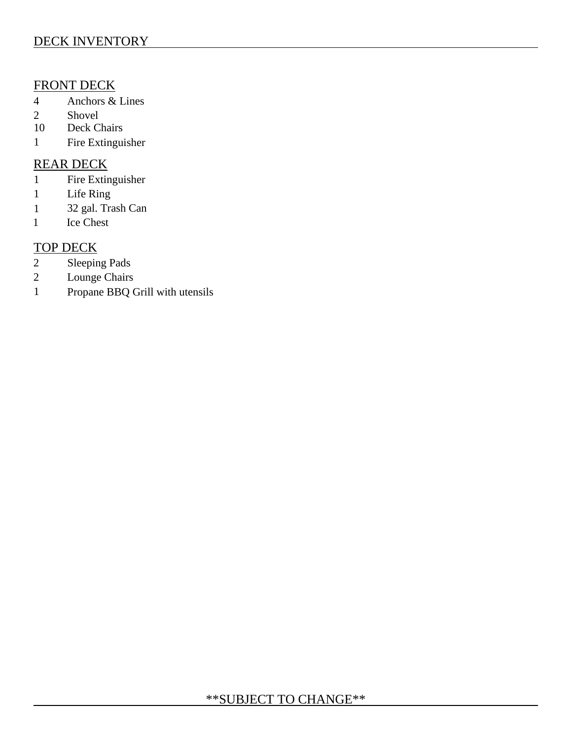# DECK INVENTORY

## FRONT DECK

| | |
|---|---|
| 4 | Anchors & Lines |
| 2 | Shovel |
| 10 | Deck Chairs |
| 1 | Fire Extinguisher |

## REAR DECK

| | |
|---|---|
| 1 | Fire Extinguisher |
| 1 | Life Ring |
| 1 | 32 gal. Trash Can |
| 1 | Ice Chest |

## TOP DECK

| | |
|---|---|
| 2 | Sleeping Pads |
| 2 | Lounge Chairs |
| 1 | Propane BBQ Grill with utensils |

**SUBJECT TO CHANGE**